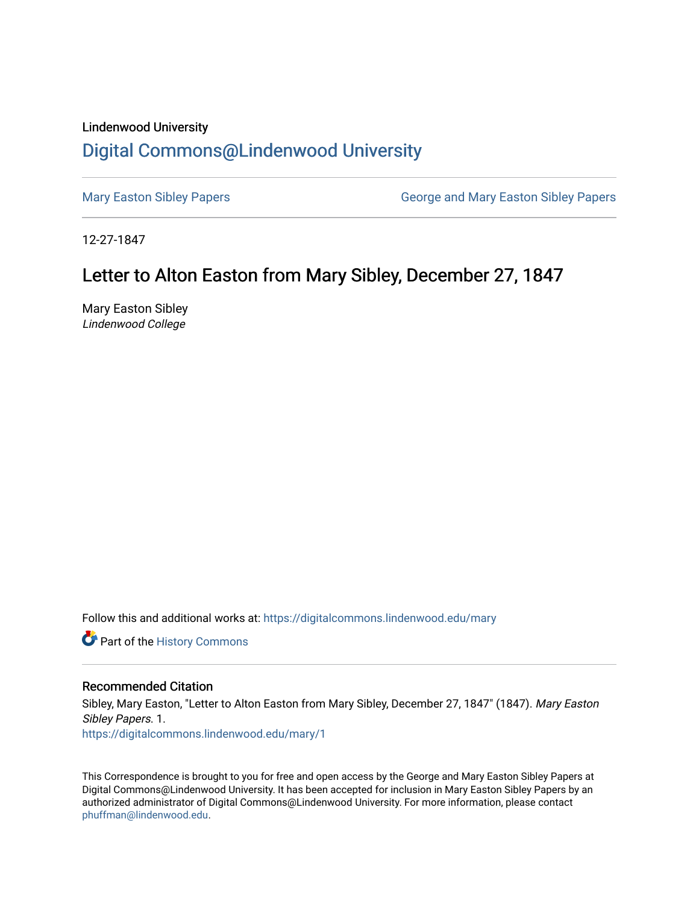Lindenwood University

# Digital Commons@Lindenwood University

Mary Easton Sibley Papers | George and Mary Easton Sibley Papers

12-27-1847

## Letter to Alton Easton from Mary Sibley, December 27, 1847

Mary Easton Sibley
*Lindenwood College*

Follow this and additional works at: https://digitalcommons.lindenwood.edu/mary

Part of the History Commons

### Recommended Citation

Sibley, Mary Easton, "Letter to Alton Easton from Mary Sibley, December 27, 1847" (1847). *Mary Easton Sibley Papers*. 1.
https://digitalcommons.lindenwood.edu/mary/1

This Correspondence is brought to you for free and open access by the George and Mary Easton Sibley Papers at Digital Commons@Lindenwood University. It has been accepted for inclusion in Mary Easton Sibley Papers by an authorized administrator of Digital Commons@Lindenwood University. For more information, please contact phuffman@lindenwood.edu.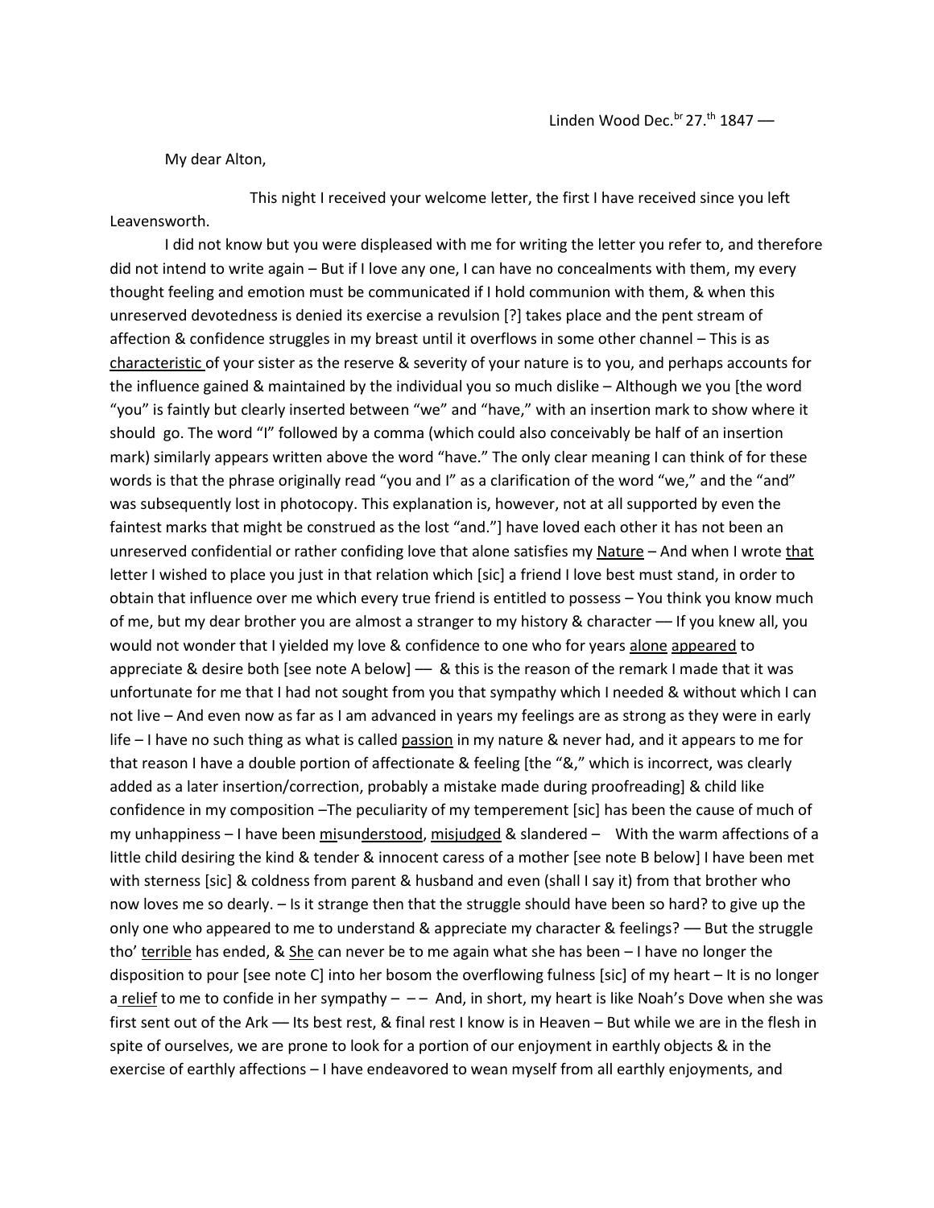Linden Wood Dec.[br] 27.[th] 1847 —

My dear Alton,

This night I received your welcome letter, the first I have received since you left Leavensworth.

I did not know but you were displeased with me for writing the letter you refer to, and therefore did not intend to write again – But if I love any one, I can have no concealments with them, my every thought feeling and emotion must be communicated if I hold communion with them, & when this unreserved devotedness is denied its exercise a revulsion [?] takes place and the pent stream of affection & confidence struggles in my breast until it overflows in some other channel – This is as <u>characteristic</u> of your sister as the reserve & severity of your nature is to you, and perhaps accounts for the influence gained & maintained by the individual you so much dislike – Although we you [the word "you" is faintly but clearly inserted between "we" and "have," with an insertion mark to show where it should go. The word "I" followed by a comma (which could also conceivably be half of an insertion mark) similarly appears written above the word "have." The only clear meaning I can think of for these words is that the phrase originally read "you and I" as a clarification of the word "we," and the "and" was subsequently lost in photocopy. This explanation is, however, not at all supported by even the faintest marks that might be construed as the lost "and."] have loved each other it has not been an unreserved confidential or rather confiding love that alone satisfies my <u>Nature</u> – And when I wrote <u>that</u> letter I wished to place you just in that relation which [sic] a friend I love best must stand, in order to obtain that influence over me which every true friend is entitled to possess – You think you know much of me, but my dear brother you are almost a stranger to my history & character –– If you knew all, you would not wonder that I yielded my love & confidence to one who for years <u>alone</u> <u>appeared</u> to appreciate & desire both [see note A below] –– & this is the reason of the remark I made that it was unfortunate for me that I had not sought from you that sympathy which I needed & without which I can not live – And even now as far as I am advanced in years my feelings are as strong as they were in early life – I have no such thing as what is called <u>passion</u> in my nature & never had, and it appears to me for that reason I have a double portion of affectionate & feeling [the "&," which is incorrect, was clearly added as a later insertion/correction, probably a mistake made during proofreading] & child like confidence in my composition –The peculiarity of my temperement [sic] has been the cause of much of my unhappiness – I have been <u>mis</u>un<u>derstood</u>, <u>misjudged</u> & slandered – With the warm affections of a little child desiring the kind & tender & innocent caress of a mother [see note B below] I have been met with sterness [sic] & coldness from parent & husband and even (shall I say it) from that brother who now loves me so dearly. – Is it strange then that the struggle should have been so hard? to give up the only one who appeared to me to understand & appreciate my character & feelings? –– But the struggle tho' <u>terrible</u> has ended, & <u>She</u> can never be to me again what she has been – I have no longer the disposition to pour [see note C] into her bosom the overflowing fulness [sic] of my heart – It is no longer a <u>relief</u> to me to confide in her sympathy – –– And, in short, my heart is like Noah's Dove when she was first sent out of the Ark –– Its best rest, & final rest I know is in Heaven – But while we are in the flesh in spite of ourselves, we are prone to look for a portion of our enjoyment in earthly objects & in the exercise of earthly affections – I have endeavored to wean myself from all earthly enjoyments, and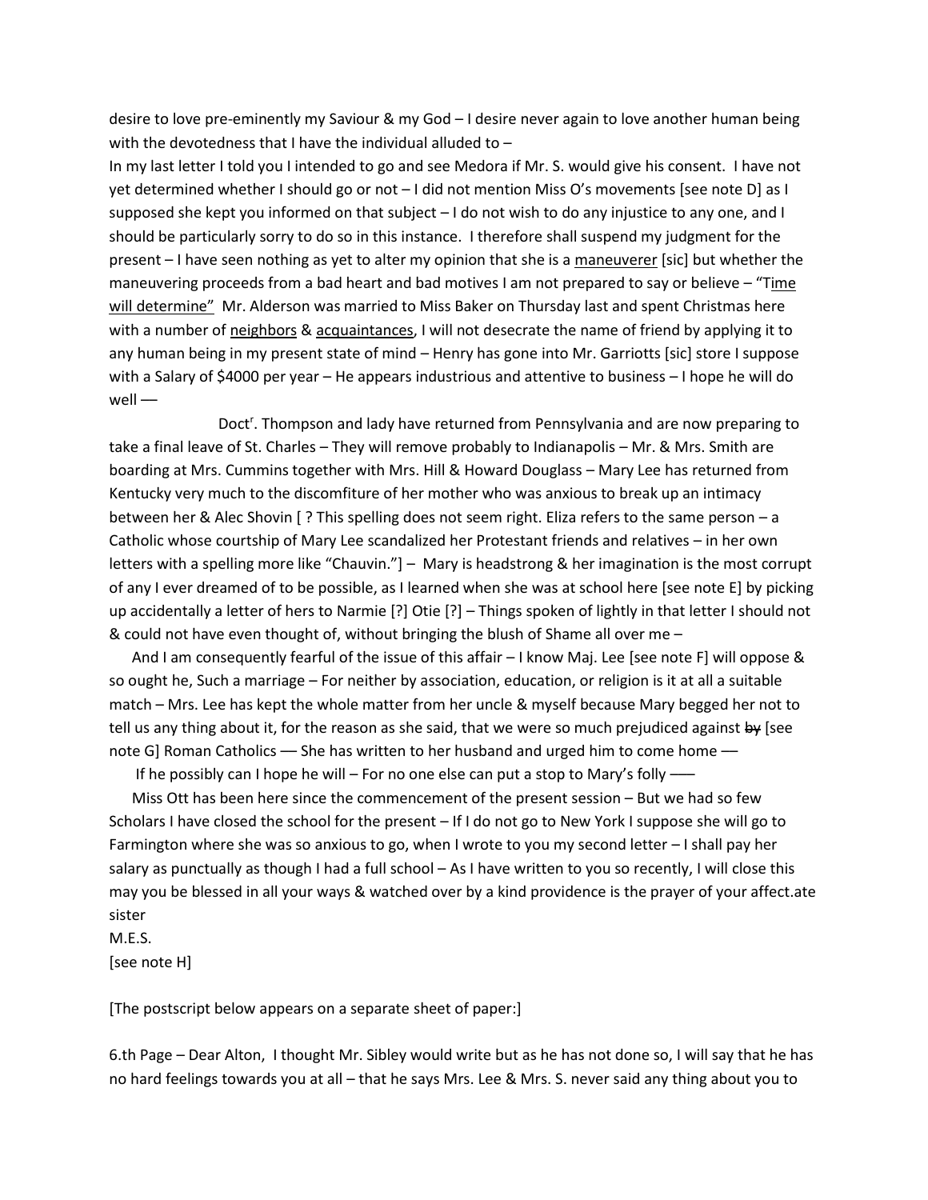desire to love pre-eminently my Saviour & my God – I desire never again to love another human being with the devotedness that I have the individual alluded to –

In my last letter I told you I intended to go and see Medora if Mr. S. would give his consent. I have not yet determined whether I should go or not – I did not mention Miss O's movements [see note D] as I supposed she kept you informed on that subject – I do not wish to do any injustice to any one, and I should be particularly sorry to do so in this instance. I therefore shall suspend my judgment for the present – I have seen nothing as yet to alter my opinion that she is a <u>maneuverer</u> [sic] but whether the maneuvering proceeds from a bad heart and bad motives I am not prepared to say or believe – "T<u>ime will determine</u>" Mr. Alderson was married to Miss Baker on Thursday last and spent Christmas here with a number of <u>neighbors</u> & <u>acquaintances</u>, I will not desecrate the name of friend by applying it to any human being in my present state of mind – Henry has gone into Mr. Garriotts [sic] store I suppose with a Salary of $4000 per year – He appears industrious and attentive to business – I hope he will do well ––

Doct[r]. Thompson and lady have returned from Pennsylvania and are now preparing to take a final leave of St. Charles – They will remove probably to Indianapolis – Mr. & Mrs. Smith are boarding at Mrs. Cummins together with Mrs. Hill & Howard Douglass – Mary Lee has returned from Kentucky very much to the discomfiture of her mother who was anxious to break up an intimacy between her & Alec Shovin [ ? This spelling does not seem right. Eliza refers to the same person – a Catholic whose courtship of Mary Lee scandalized her Protestant friends and relatives – in her own letters with a spelling more like "Chauvin."] – Mary is headstrong & her imagination is the most corrupt of any I ever dreamed of to be possible, as I learned when she was at school here [see note E] by picking up accidentally a letter of hers to Narmie [?] Otie [?] – Things spoken of lightly in that letter I should not & could not have even thought of, without bringing the blush of Shame all over me –

And I am consequently fearful of the issue of this affair – I know Maj. Lee [see note F] will oppose & so ought he, Such a marriage – For neither by association, education, or religion is it at all a suitable match – Mrs. Lee has kept the whole matter from her uncle & myself because Mary begged her not to tell us any thing about it, for the reason as she said, that we were so much prejudiced against ~~by~~ [see note G] Roman Catholics –– She has written to her husband and urged him to come home ––

If he possibly can I hope he will – For no one else can put a stop to Mary's folly –––

Miss Ott has been here since the commencement of the present session – But we had so few Scholars I have closed the school for the present – If I do not go to New York I suppose she will go to Farmington where she was so anxious to go, when I wrote to you my second letter – I shall pay her salary as punctually as though I had a full school – As I have written to you so recently, I will close this may you be blessed in all your ways & watched over by a kind providence is the prayer of your affect.ate sister

M.E.S.

[see note H]

[The postscript below appears on a separate sheet of paper:]

6.th Page – Dear Alton, I thought Mr. Sibley would write but as he has not done so, I will say that he has no hard feelings towards you at all – that he says Mrs. Lee & Mrs. S. never said any thing about you to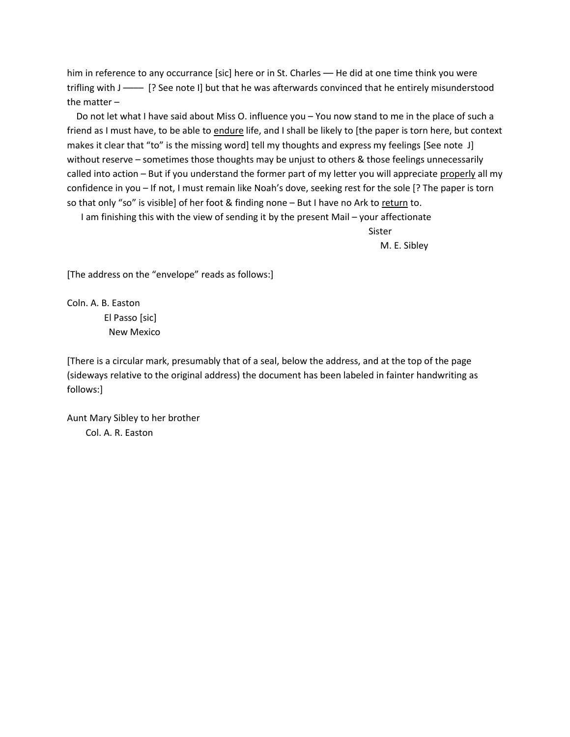him in reference to any occurrance [sic] here or in St. Charles — He did at one time think you were trifling with J —— [? See note I] but that he was afterwards convinced that he entirely misunderstood the matter –

Do not let what I have said about Miss O. influence you – You now stand to me in the place of such a friend as I must have, to be able to <u>endure</u> life, and I shall be likely to [the paper is torn here, but context makes it clear that "to" is the missing word] tell my thoughts and express my feelings [See note J] without reserve – sometimes those thoughts may be unjust to others & those feelings unnecessarily called into action – But if you understand the former part of my letter you will appreciate <u>properly</u> all my confidence in you – If not, I must remain like Noah's dove, seeking rest for the sole [? The paper is torn so that only "so" is visible] of her foot & finding none – But I have no Ark to <u>return</u> to.

I am finishing this with the view of sending it by the present Mail – your affectionate

Sister
M. E. Sibley

[The address on the "envelope" reads as follows:]

Coln. A. B. Easton
El Passo [sic]
New Mexico

[There is a circular mark, presumably that of a seal, below the address, and at the top of the page (sideways relative to the original address) the document has been labeled in fainter handwriting as follows:]

Aunt Mary Sibley to her brother
Col. A. R. Easton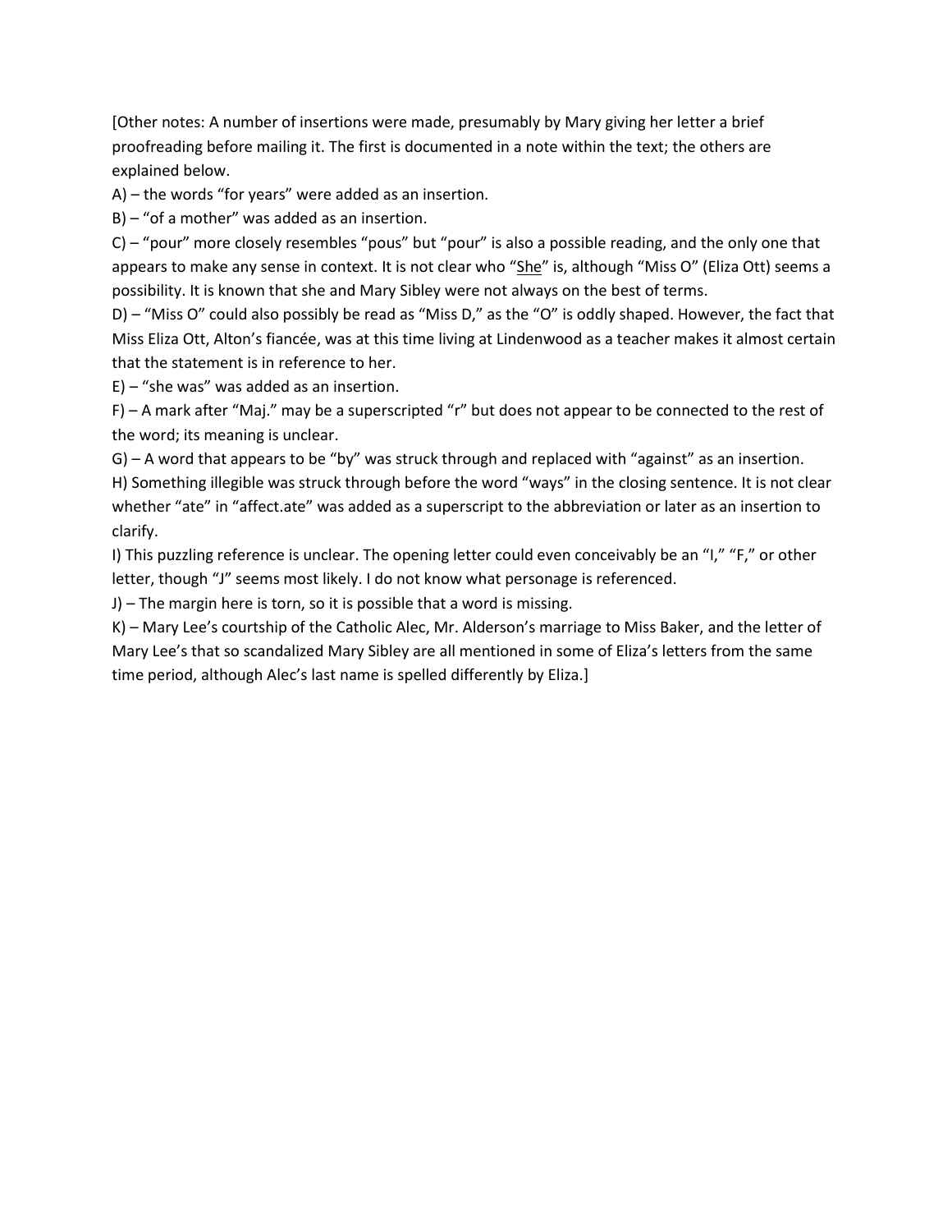[Other notes: A number of insertions were made, presumably by Mary giving her letter a brief proofreading before mailing it. The first is documented in a note within the text; the others are explained below.

A) – the words "for years" were added as an insertion.

B) – "of a mother" was added as an insertion.

C) – "pour" more closely resembles "pous" but "pour" is also a possible reading, and the only one that appears to make any sense in context. It is not clear who "<u>She</u>" is, although "Miss O" (Eliza Ott) seems a possibility. It is known that she and Mary Sibley were not always on the best of terms.

D) – "Miss O" could also possibly be read as "Miss D," as the "O" is oddly shaped. However, the fact that Miss Eliza Ott, Alton's fiancée, was at this time living at Lindenwood as a teacher makes it almost certain that the statement is in reference to her.

E) – "she was" was added as an insertion.

F) – A mark after "Maj." may be a superscripted "r" but does not appear to be connected to the rest of the word; its meaning is unclear.

G) – A word that appears to be "by" was struck through and replaced with "against" as an insertion.

H) Something illegible was struck through before the word "ways" in the closing sentence. It is not clear whether "ate" in "affect.ate" was added as a superscript to the abbreviation or later as an insertion to clarify.

I) This puzzling reference is unclear. The opening letter could even conceivably be an "I," "F," or other letter, though "J" seems most likely. I do not know what personage is referenced.

J) – The margin here is torn, so it is possible that a word is missing.

K) – Mary Lee's courtship of the Catholic Alec, Mr. Alderson's marriage to Miss Baker, and the letter of Mary Lee's that so scandalized Mary Sibley are all mentioned in some of Eliza's letters from the same time period, although Alec's last name is spelled differently by Eliza.]